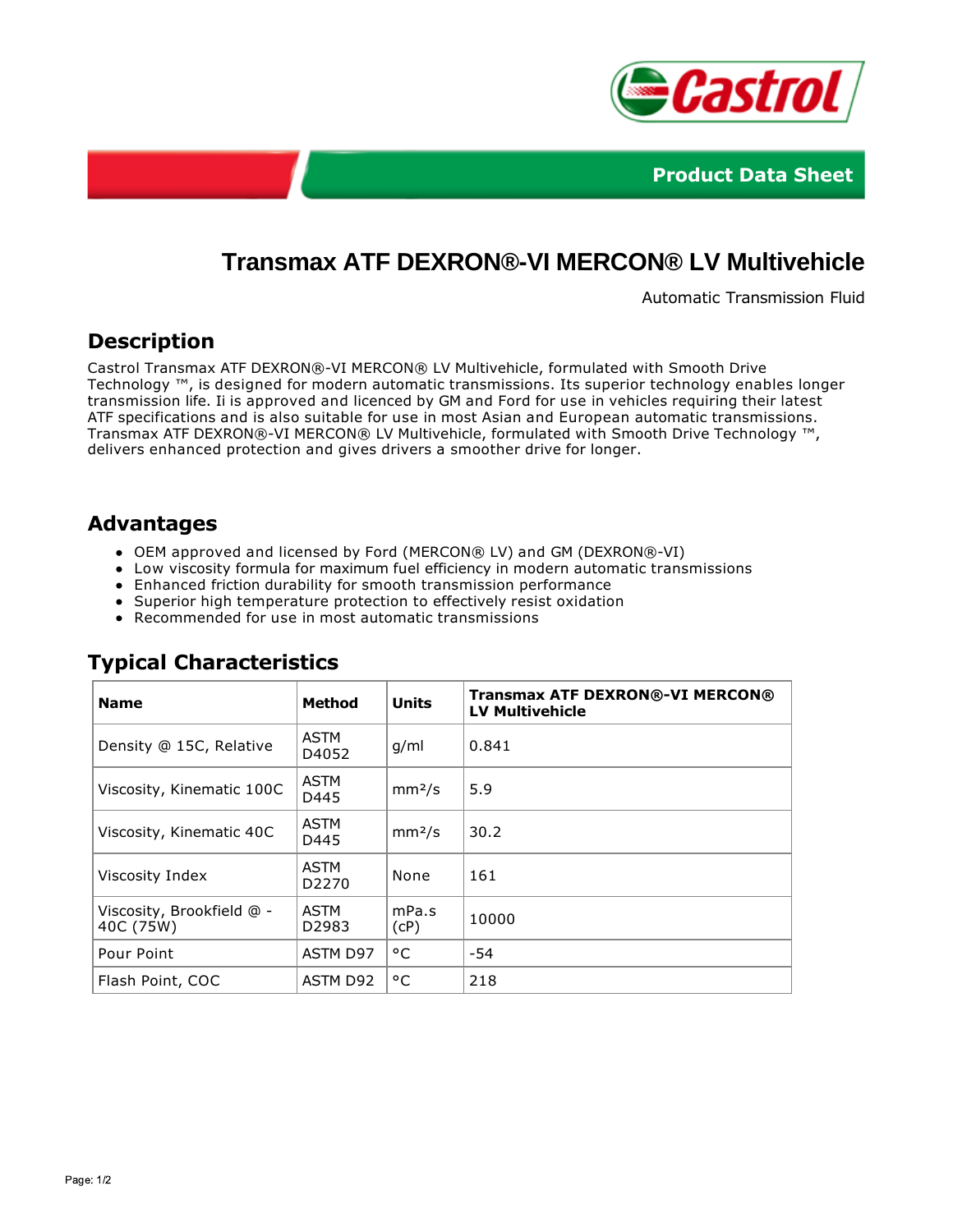Product Data Sheet

# Transmax ATF DEXRON®-VI MERCON® LV Multivehicle

Automatic Transmission Fluid

## Description

Castrol Transmax ATF DEXRON®-VI MERCON® LV Multivehicle, formulated with Smooth Drive Technology ™, is designed for modern automatic transmissions. Its superior technology enables longer transmission life. Ii is approved and licenced by GM and Ford for use in vehicles requiring their latest ATF specifications and is also suitable for use in most Asian and European automatic transmissions. Transmax ATF DEXRON®-VI MERCON® LV Multivehicle, formulated with Smooth Drive Technology ™, delivers enhanced protection and gives drivers a smoother drive for longer.

## Advantages

- OEM approved and licensed by Ford (MERCON® LV) and GM (DEXRON®-VI)
- Low viscosity formula for maximum fuel efficiency in modern automatic transmissions
- Enhanced friction durability for smooth transmission performance
- Superior high temperature protection to effectively resist oxidation
- Recommended for use in most automatic transmissions

## Typical Characteristics

| Name | Method | Units | Transmax ATF DEXRON®-VI MERCON® LV Multivehicle |
|---|---|---|---|
| Density @ 15C, Relative | ASTM D4052 | g/ml | 0.841 |
| Viscosity, Kinematic 100C | ASTM D445 | mm²/s | 5.9 |
| Viscosity, Kinematic 40C | ASTM D445 | mm²/s | 30.2 |
| Viscosity Index | ASTM D2270 | None | 161 |
| Viscosity, Brookfield @ -40C (75W) | ASTM D2983 | mPa.s (cP) | 10000 |
| Pour Point | ASTM D97 | °C | -54 |
| Flash Point, COC | ASTM D92 | °C | 218 |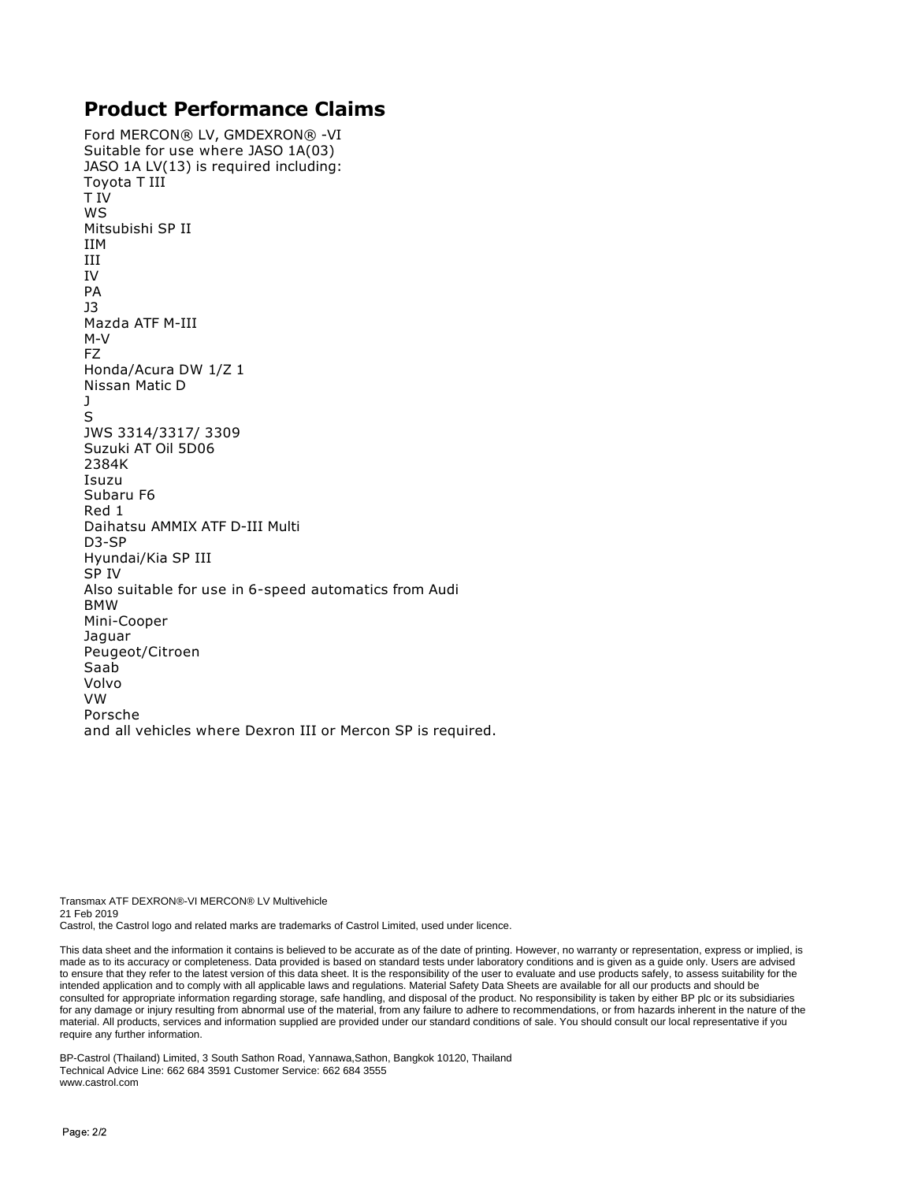## Product Performance Claims

Ford MERCON® LV, GMDEXRON® -VI
Suitable for use where JASO 1A(03)
JASO 1A LV(13) is required including:
Toyota T III
T IV
WS
Mitsubishi SP II
IIM
III
IV
PA
J3
Mazda ATF M-III
M-V
FZ
Honda/Acura DW 1/Z 1
Nissan Matic D
J
S
JWS 3314/3317/ 3309
Suzuki AT Oil 5D06
2384K
Isuzu
Subaru F6
Red 1
Daihatsu AMMIX ATF D-III Multi
D3-SP
Hyundai/Kia SP III
SP IV
Also suitable for use in 6-speed automatics from Audi
BMW
Mini-Cooper
Jaguar
Peugeot/Citroen
Saab
Volvo
VW
Porsche
and all vehicles where Dexron III or Mercon SP is required.

Transmax ATF DEXRON®-VI MERCON® LV Multivehicle
21 Feb 2019
Castrol, the Castrol logo and related marks are trademarks of Castrol Limited, used under licence.

This data sheet and the information it contains is believed to be accurate as of the date of printing. However, no warranty or representation, express or implied, is made as to its accuracy or completeness. Data provided is based on standard tests under laboratory conditions and is given as a guide only. Users are advised to ensure that they refer to the latest version of this data sheet. It is the responsibility of the user to evaluate and use products safely, to assess suitability for the intended application and to comply with all applicable laws and regulations. Material Safety Data Sheets are available for all our products and should be consulted for appropriate information regarding storage, safe handling, and disposal of the product. No responsibility is taken by either BP plc or its subsidiaries for any damage or injury resulting from abnormal use of the material, from any failure to adhere to recommendations, or from hazards inherent in the nature of the material. All products, services and information supplied are provided under our standard conditions of sale. You should consult our local representative if you require any further information.

BP-Castrol (Thailand) Limited, 3 South Sathon Road, Yannawa,Sathon, Bangkok 10120, Thailand
Technical Advice Line: 662 684 3591 Customer Service: 662 684 3555
www.castrol.com